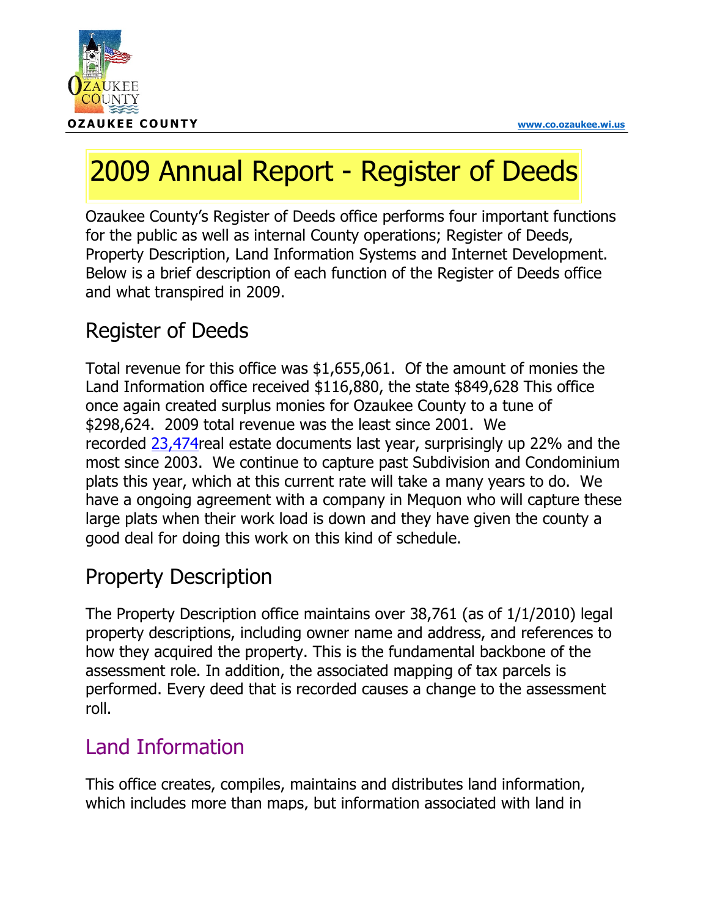# 2009 Annual Report - Register of Deeds

Ozaukee County's Register of Deeds office performs four important functions for the public as well as internal County operations; Register of Deeds, Property Description, Land Information Systems and Internet Development. Below is a brief description of each function of the Register of Deeds office and what transpired in 2009.

## Register of Deeds

Total revenue for this office was $1,655,061. Of the amount of monies the Land Information office received $116,880, the state $849,628 This office once again created surplus monies for Ozaukee County to a tune of $298,624. 2009 total revenue was the least since 2001. We recorded 23,474real estate documents last year, surprisingly up 22% and the most since 2003. We continue to capture past Subdivision and Condominium plats this year, which at this current rate will take a many years to do. We have a ongoing agreement with a company in Mequon who will capture these large plats when their work load is down and they have given the county a good deal for doing this work on this kind of schedule.

## Property Description

The Property Description office maintains over 38,761 (as of 1/1/2010) legal property descriptions, including owner name and address, and references to how they acquired the property. This is the fundamental backbone of the assessment role. In addition, the associated mapping of tax parcels is performed. Every deed that is recorded causes a change to the assessment roll.

## Land Information

This office creates, compiles, maintains and distributes land information, which includes more than maps, but information associated with land in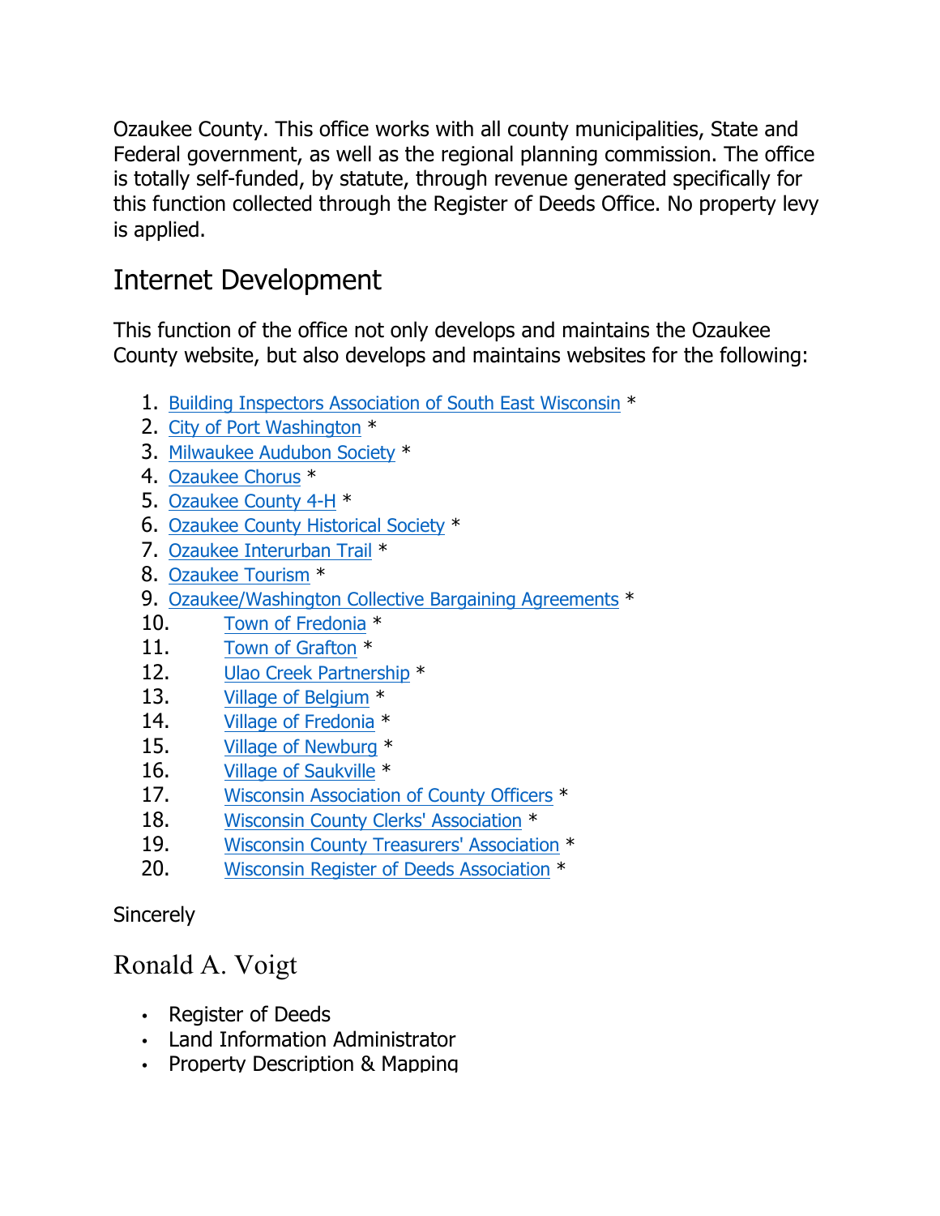Ozaukee County. This office works with all county municipalities, State and Federal government, as well as the regional planning commission. The office is totally self-funded, by statute, through revenue generated specifically for this function collected through the Register of Deeds Office. No property levy is applied.

## Internet Development

This function of the office not only develops and maintains the Ozaukee County website, but also develops and maintains websites for the following:

1. Building Inspectors Association of South East Wisconsin *
2. City of Port Washington *
3. Milwaukee Audubon Society *
4. Ozaukee Chorus *
5. Ozaukee County 4-H *
6. Ozaukee County Historical Society *
7. Ozaukee Interurban Trail *
8. Ozaukee Tourism *
9. Ozaukee/Washington Collective Bargaining Agreements *
10. Town of Fredonia *
11. Town of Grafton *
12. Ulao Creek Partnership *
13. Village of Belgium *
14. Village of Fredonia *
15. Village of Newburg *
16. Village of Saukville *
17. Wisconsin Association of County Officers *
18. Wisconsin County Clerks' Association *
19. Wisconsin County Treasurers' Association *
20. Wisconsin Register of Deeds Association *

Sincerely

Ronald A. Voigt

- Register of Deeds
- Land Information Administrator
- Property Description & Mapping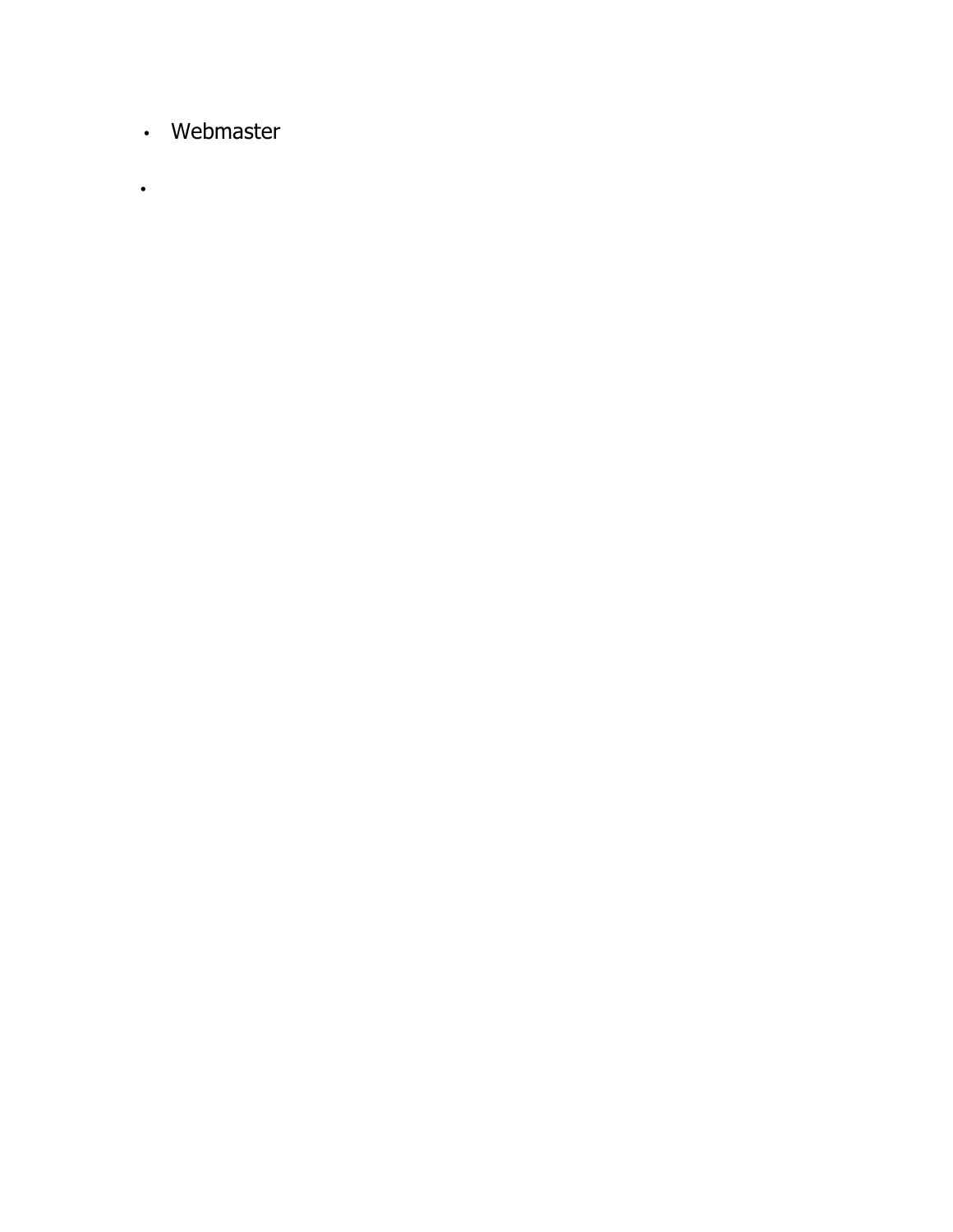- Webmaster

-